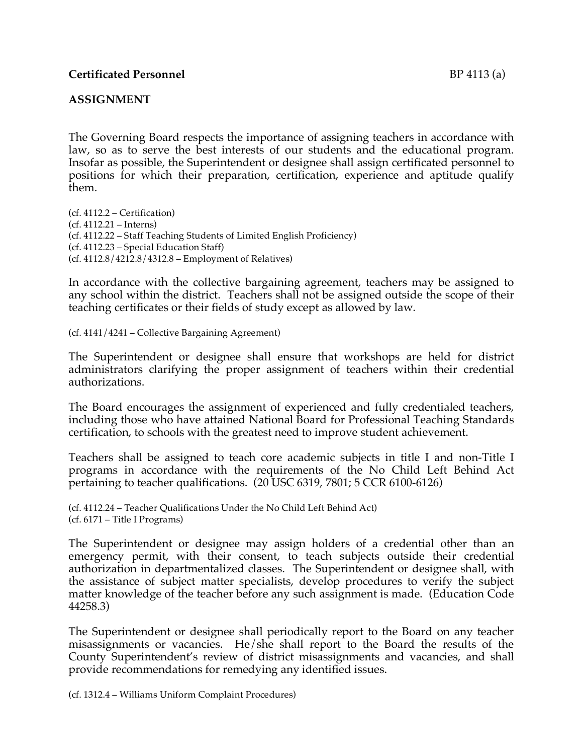**Certificated Personnel** BP 4113 (a)

**ASSIGNMENT**

The Governing Board respects the importance of assigning teachers in accordance with law, so as to serve the best interests of our students and the educational program. Insofar as possible, the Superintendent or designee shall assign certificated personnel to positions for which their preparation, certification, experience and aptitude qualify them.

(cf. 4112.2 – Certification)
(cf. 4112.21 – Interns)
(cf. 4112.22 – Staff Teaching Students of Limited English Proficiency)
(cf. 4112.23 – Special Education Staff)
(cf. 4112.8/4212.8/4312.8 – Employment of Relatives)

In accordance with the collective bargaining agreement, teachers may be assigned to any school within the district. Teachers shall not be assigned outside the scope of their teaching certificates or their fields of study except as allowed by law.

(cf. 4141/4241 – Collective Bargaining Agreement)

The Superintendent or designee shall ensure that workshops are held for district administrators clarifying the proper assignment of teachers within their credential authorizations.

The Board encourages the assignment of experienced and fully credentialed teachers, including those who have attained National Board for Professional Teaching Standards certification, to schools with the greatest need to improve student achievement.

Teachers shall be assigned to teach core academic subjects in title I and non-Title I programs in accordance with the requirements of the No Child Left Behind Act pertaining to teacher qualifications. (20 USC 6319, 7801; 5 CCR 6100-6126)

(cf. 4112.24 – Teacher Qualifications Under the No Child Left Behind Act)
(cf. 6171 – Title I Programs)

The Superintendent or designee may assign holders of a credential other than an emergency permit, with their consent, to teach subjects outside their credential authorization in departmentalized classes. The Superintendent or designee shall, with the assistance of subject matter specialists, develop procedures to verify the subject matter knowledge of the teacher before any such assignment is made. (Education Code 44258.3)

The Superintendent or designee shall periodically report to the Board on any teacher misassignments or vacancies. He/she shall report to the Board the results of the County Superintendent's review of district misassignments and vacancies, and shall provide recommendations for remedying any identified issues.

(cf. 1312.4 – Williams Uniform Complaint Procedures)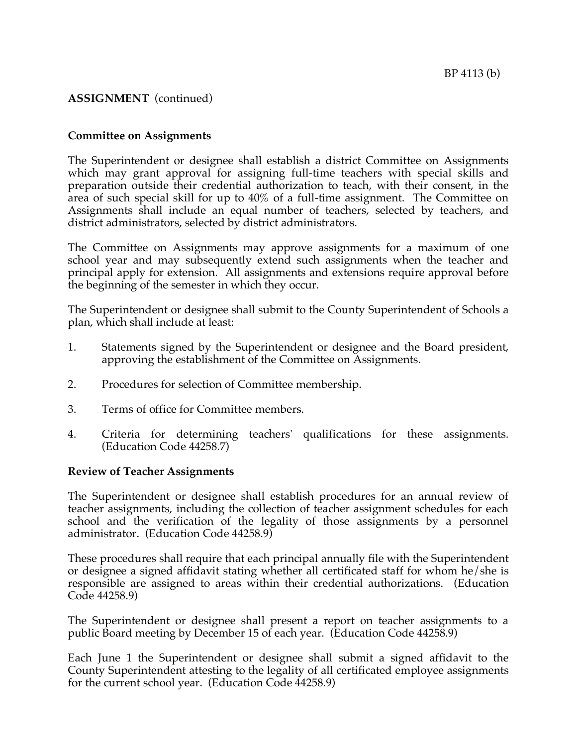**ASSIGNMENT** (continued)

**Committee on Assignments**

The Superintendent or designee shall establish a district Committee on Assignments which may grant approval for assigning full-time teachers with special skills and preparation outside their credential authorization to teach, with their consent, in the area of such special skill for up to 40% of a full-time assignment. The Committee on Assignments shall include an equal number of teachers, selected by teachers, and district administrators, selected by district administrators.

The Committee on Assignments may approve assignments for a maximum of one school year and may subsequently extend such assignments when the teacher and principal apply for extension. All assignments and extensions require approval before the beginning of the semester in which they occur.

The Superintendent or designee shall submit to the County Superintendent of Schools a plan, which shall include at least:

1. Statements signed by the Superintendent or designee and the Board president, approving the establishment of the Committee on Assignments.

2. Procedures for selection of Committee membership.

3. Terms of office for Committee members.

4. Criteria for determining teachers' qualifications for these assignments. (Education Code 44258.7)

**Review of Teacher Assignments**

The Superintendent or designee shall establish procedures for an annual review of teacher assignments, including the collection of teacher assignment schedules for each school and the verification of the legality of those assignments by a personnel administrator. (Education Code 44258.9)

These procedures shall require that each principal annually file with the Superintendent or designee a signed affidavit stating whether all certificated staff for whom he/she is responsible are assigned to areas within their credential authorizations. (Education Code 44258.9)

The Superintendent or designee shall present a report on teacher assignments to a public Board meeting by December 15 of each year. (Education Code 44258.9)

Each June 1 the Superintendent or designee shall submit a signed affidavit to the County Superintendent attesting to the legality of all certificated employee assignments for the current school year. (Education Code 44258.9)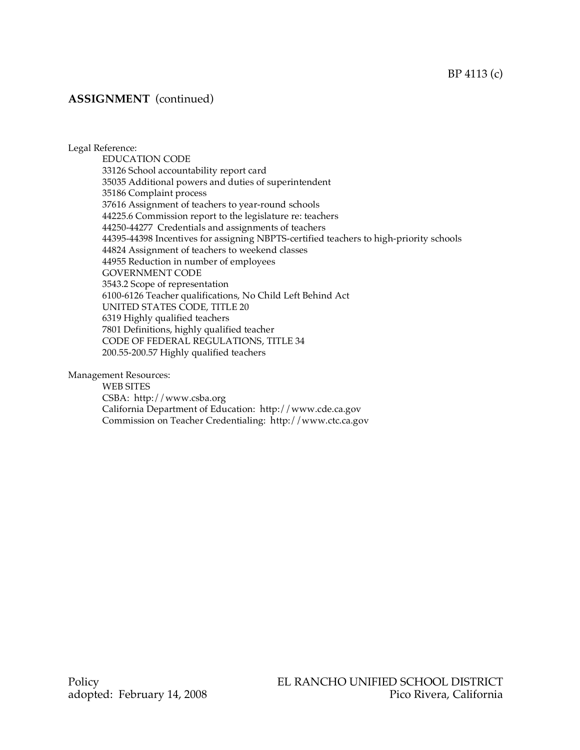## ASSIGNMENT (continued)

Legal Reference:

EDUCATION CODE
33126 School accountability report card
35035 Additional powers and duties of superintendent
35186 Complaint process
37616 Assignment of teachers to year-round schools
44225.6 Commission report to the legislature re: teachers
44250-44277 Credentials and assignments of teachers
44395-44398 Incentives for assigning NBPTS-certified teachers to high-priority schools
44824 Assignment of teachers to weekend classes
44955 Reduction in number of employees
GOVERNMENT CODE
3543.2 Scope of representation
6100-6126 Teacher qualifications, No Child Left Behind Act
UNITED STATES CODE, TITLE 20
6319 Highly qualified teachers
7801 Definitions, highly qualified teacher
CODE OF FEDERAL REGULATIONS, TITLE 34
200.55-200.57 Highly qualified teachers

Management Resources:

WEB SITES
CSBA: http://www.csba.org
California Department of Education: http://www.cde.ca.gov
Commission on Teacher Credentialing: http://www.ctc.ca.gov

Policy
adopted: February 14, 2008

EL RANCHO UNIFIED SCHOOL DISTRICT
Pico Rivera, California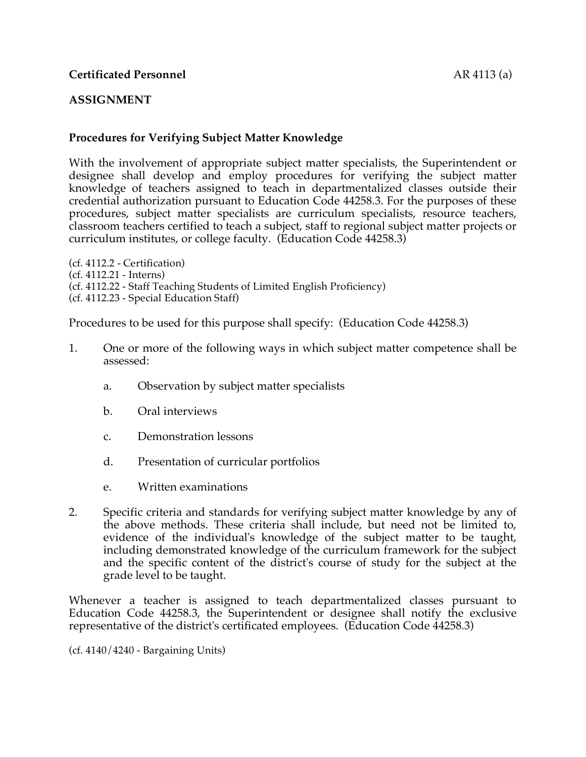**Certificated Personnel**

## ASSIGNMENT

### Procedures for Verifying Subject Matter Knowledge

With the involvement of appropriate subject matter specialists, the Superintendent or designee shall develop and employ procedures for verifying the subject matter knowledge of teachers assigned to teach in departmentalized classes outside their credential authorization pursuant to Education Code 44258.3. For the purposes of these procedures, subject matter specialists are curriculum specialists, resource teachers, classroom teachers certified to teach a subject, staff to regional subject matter projects or curriculum institutes, or college faculty. (Education Code 44258.3)

(cf. 4112.2 - Certification)
(cf. 4112.21 - Interns)
(cf. 4112.22 - Staff Teaching Students of Limited English Proficiency)
(cf. 4112.23 - Special Education Staff)

Procedures to be used for this purpose shall specify: (Education Code 44258.3)

1. One or more of the following ways in which subject matter competence shall be assessed:

   a. Observation by subject matter specialists

   b. Oral interviews

   c. Demonstration lessons

   d. Presentation of curricular portfolios

   e. Written examinations

2. Specific criteria and standards for verifying subject matter knowledge by any of the above methods. These criteria shall include, but need not be limited to, evidence of the individual's knowledge of the subject matter to be taught, including demonstrated knowledge of the curriculum framework for the subject and the specific content of the district's course of study for the subject at the grade level to be taught.

Whenever a teacher is assigned to teach departmentalized classes pursuant to Education Code 44258.3, the Superintendent or designee shall notify the exclusive representative of the district's certificated employees. (Education Code 44258.3)

(cf. 4140/4240 - Bargaining Units)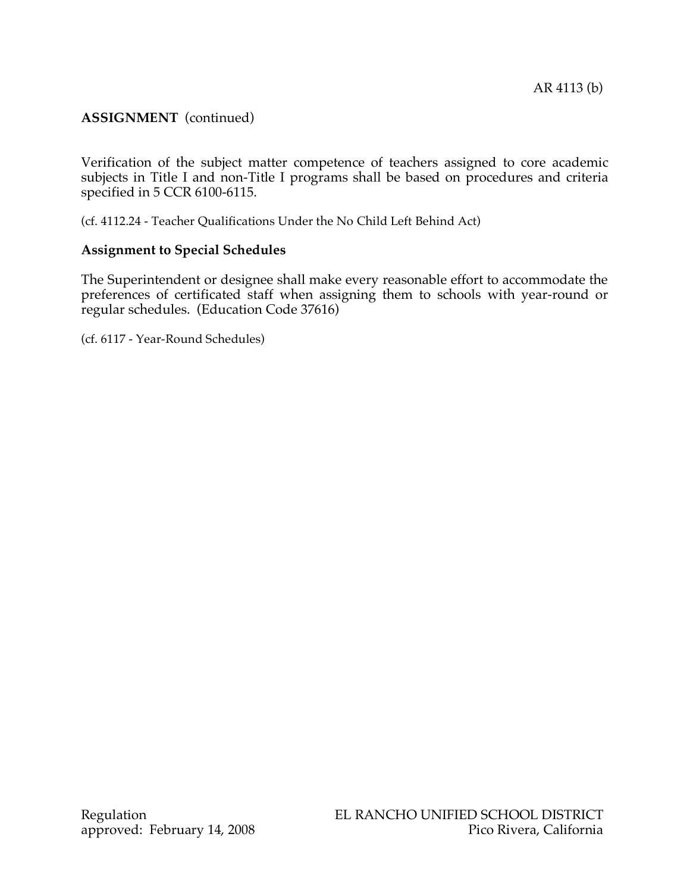ASSIGNMENT (continued)

Verification of the subject matter competence of teachers assigned to core academic subjects in Title I and non-Title I programs shall be based on procedures and criteria specified in 5 CCR 6100-6115.

(cf. 4112.24 - Teacher Qualifications Under the No Child Left Behind Act)

### Assignment to Special Schedules

The Superintendent or designee shall make every reasonable effort to accommodate the preferences of certificated staff when assigning them to schools with year-round or regular schedules. (Education Code 37616)

(cf. 6117 - Year-Round Schedules)

Regulation approved: February 14, 2008

EL RANCHO UNIFIED SCHOOL DISTRICT
Pico Rivera, California